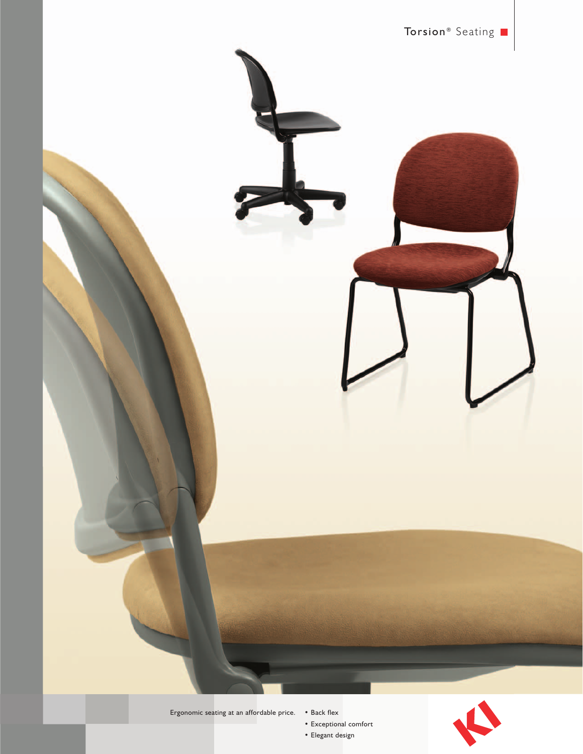# Torsion® Seating

Ergonomic seating at an affordable price.

- Back flex
- Exceptional comfort
- Elegant design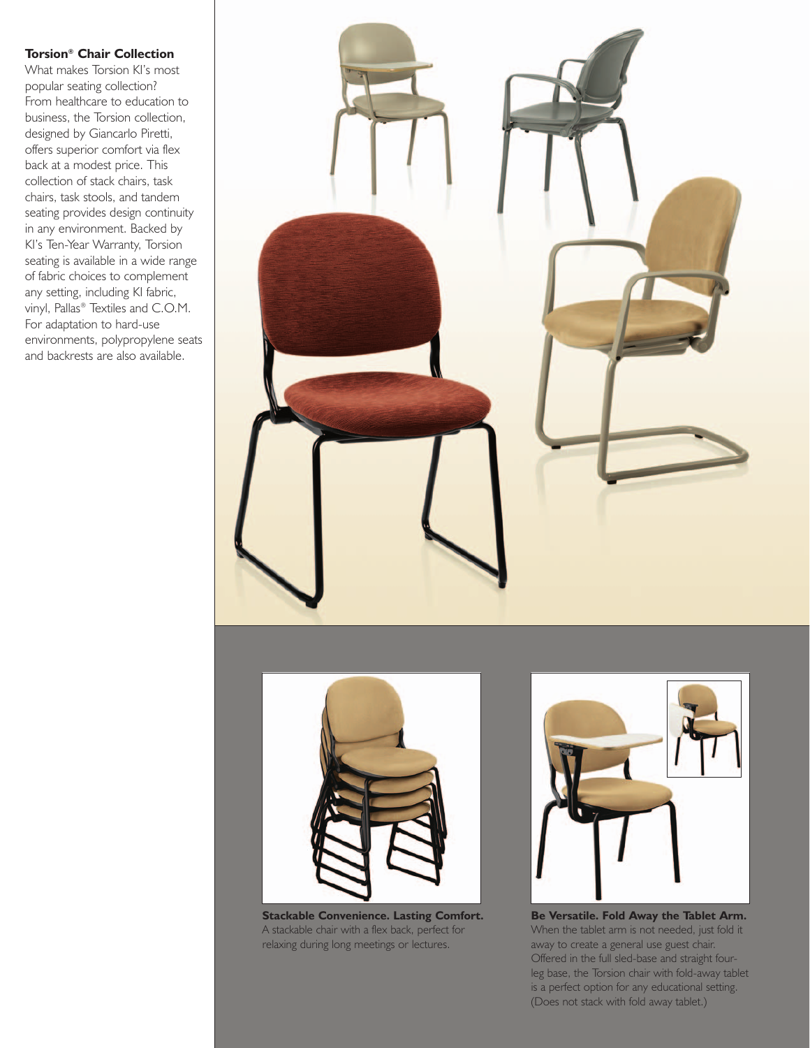## Torsion® Chair Collection

What makes Torsion KI's most popular seating collection? From healthcare to education to business, the Torsion collection, designed by Giancarlo Piretti, offers superior comfort via flex back at a modest price. This collection of stack chairs, task chairs, task stools, and tandem seating provides design continuity in any environment. Backed by KI's Ten-Year Warranty, Torsion seating is available in a wide range of fabric choices to complement any setting, including KI fabric, vinyl, Pallas® Textiles and C.O.M. For adaptation to hard-use environments, polypropylene seats and backrests are also available.

**Stackable Convenience. Lasting Comfort.** A stackable chair with a flex back, perfect for relaxing during long meetings or lectures.

**Be Versatile. Fold Away the Tablet Arm.** When the tablet arm is not needed, just fold it away to create a general use guest chair. Offered in the full sled-base and straight four-leg base, the Torsion chair with fold-away tablet is a perfect option for any educational setting. (Does not stack with fold away tablet.)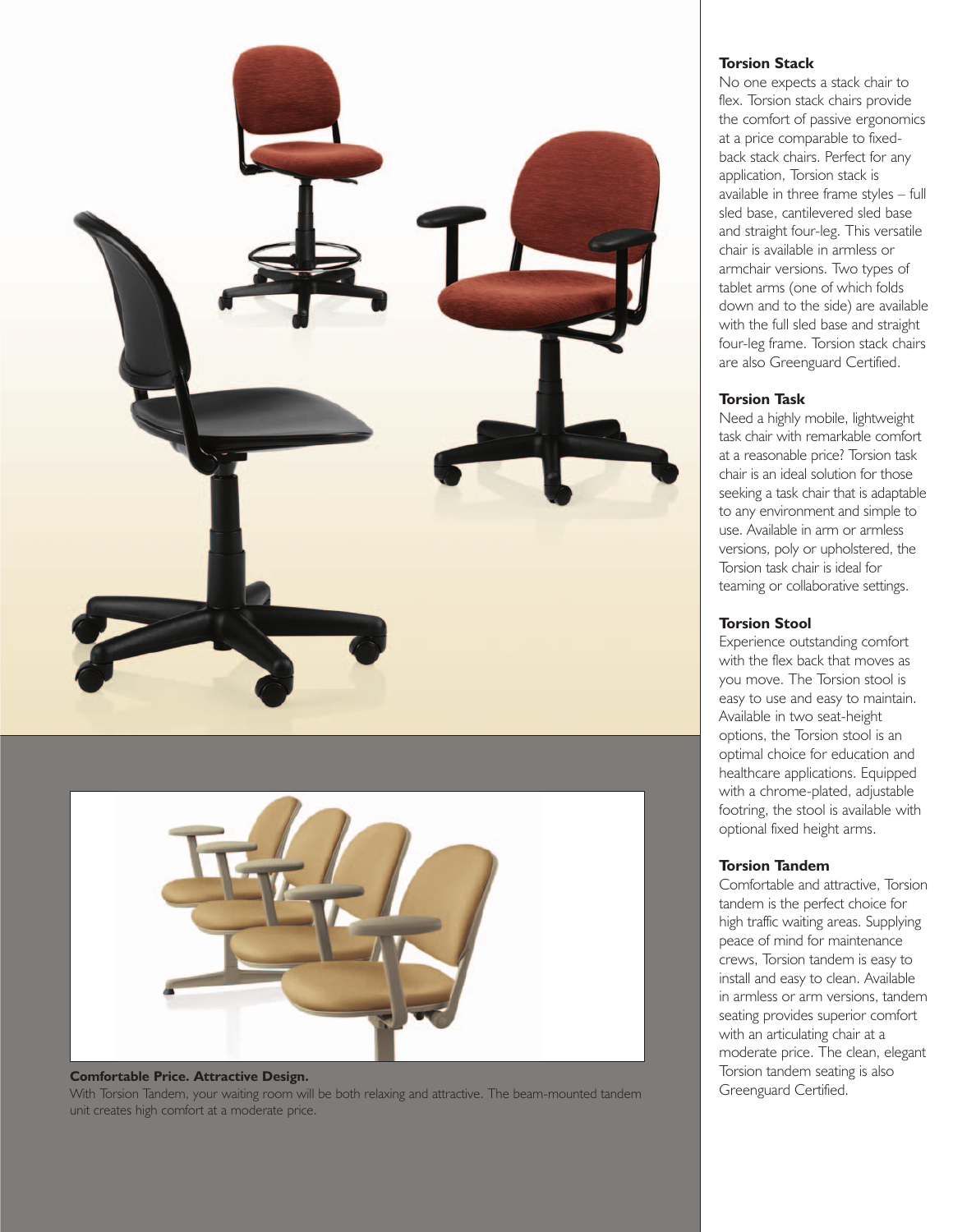**Comfortable Price. Attractive Design.**

With Torsion Tandem, your waiting room will be both relaxing and attractive. The beam-mounted tandem unit creates high comfort at a moderate price.

### Torsion Stack

No one expects a stack chair to flex. Torsion stack chairs provide the comfort of passive ergonomics at a price comparable to fixed-back stack chairs. Perfect for any application, Torsion stack is available in three frame styles – full sled base, cantilevered sled base and straight four-leg. This versatile chair is available in armless or armchair versions. Two types of tablet arms (one of which folds down and to the side) are available with the full sled base and straight four-leg frame. Torsion stack chairs are also Greenguard Certified.

### Torsion Task

Need a highly mobile, lightweight task chair with remarkable comfort at a reasonable price? Torsion task chair is an ideal solution for those seeking a task chair that is adaptable to any environment and simple to use. Available in arm or armless versions, poly or upholstered, the Torsion task chair is ideal for teaming or collaborative settings.

### Torsion Stool

Experience outstanding comfort with the flex back that moves as you move. The Torsion stool is easy to use and easy to maintain. Available in two seat-height options, the Torsion stool is an optimal choice for education and healthcare applications. Equipped with a chrome-plated, adjustable footring, the stool is available with optional fixed height arms.

### Torsion Tandem

Comfortable and attractive, Torsion tandem is the perfect choice for high traffic waiting areas. Supplying peace of mind for maintenance crews, Torsion tandem is easy to install and easy to clean. Available in armless or arm versions, tandem seating provides superior comfort with an articulating chair at a moderate price. The clean, elegant Torsion tandem seating is also Greenguard Certified.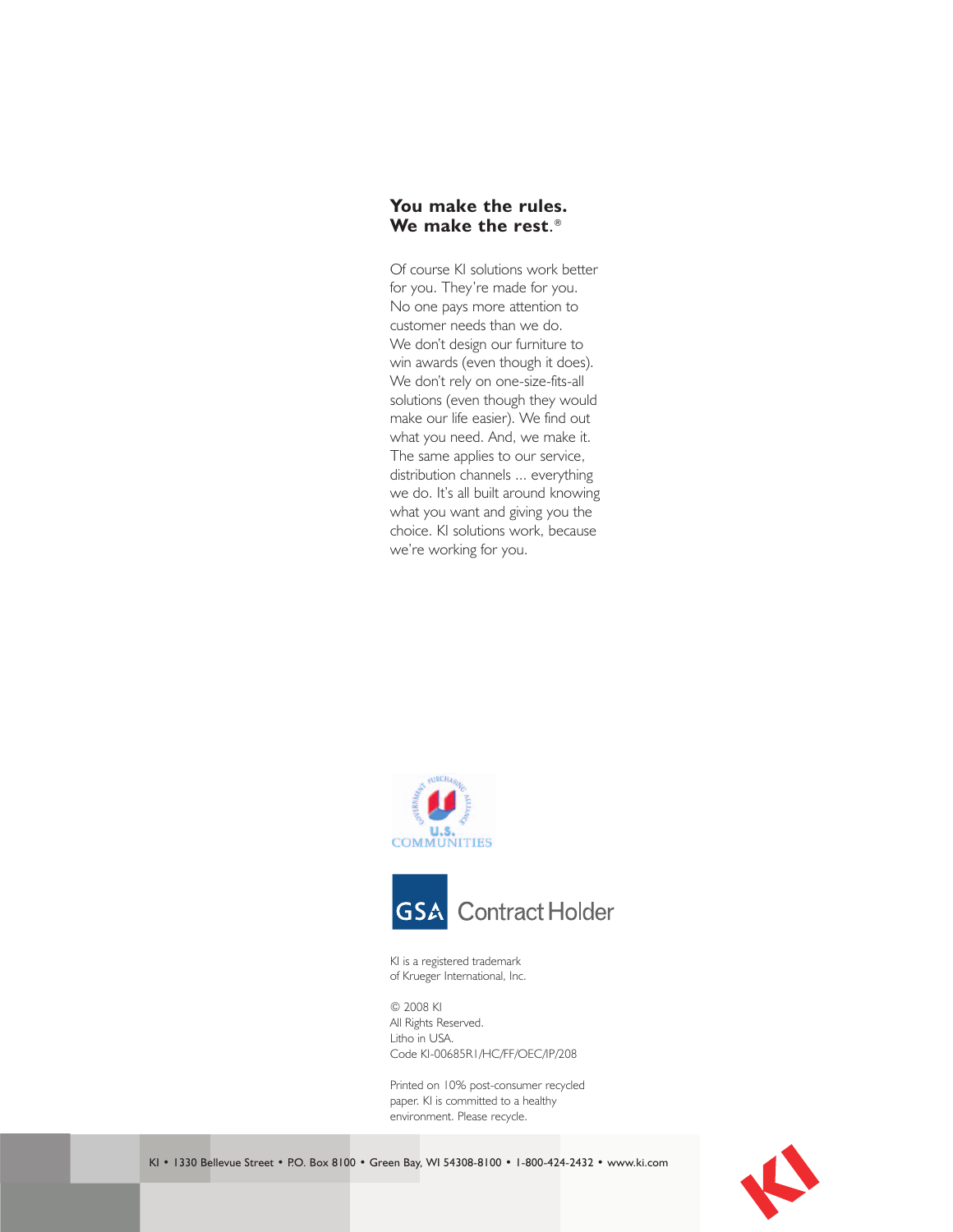**You make the rules.**
**We make the rest.**®

Of course KI solutions work better for you. They're made for you. No one pays more attention to customer needs than we do. We don't design our furniture to win awards (even though it does). We don't rely on one-size-fits-all solutions (even though they would make our life easier). We find out what you need. And, we make it. The same applies to our service, distribution channels ... everything we do. It's all built around knowing what you want and giving you the choice. KI solutions work, because we're working for you.

U.S. COMMUNITIES
GOVERNMENT PURCHASING ALLIANCE

GSA Contract Holder

KI is a registered trademark of Krueger International, Inc.

© 2008 KI
All Rights Reserved.
Litho in USA.
Code KI-00685R1/HC/FF/OEC/IP/208

Printed on 10% post-consumer recycled paper. KI is committed to a healthy environment. Please recycle.

KI • 1330 Bellevue Street • P.O. Box 8100 • Green Bay, WI 54308-8100 • 1-800-424-2432 • www.ki.com

KI